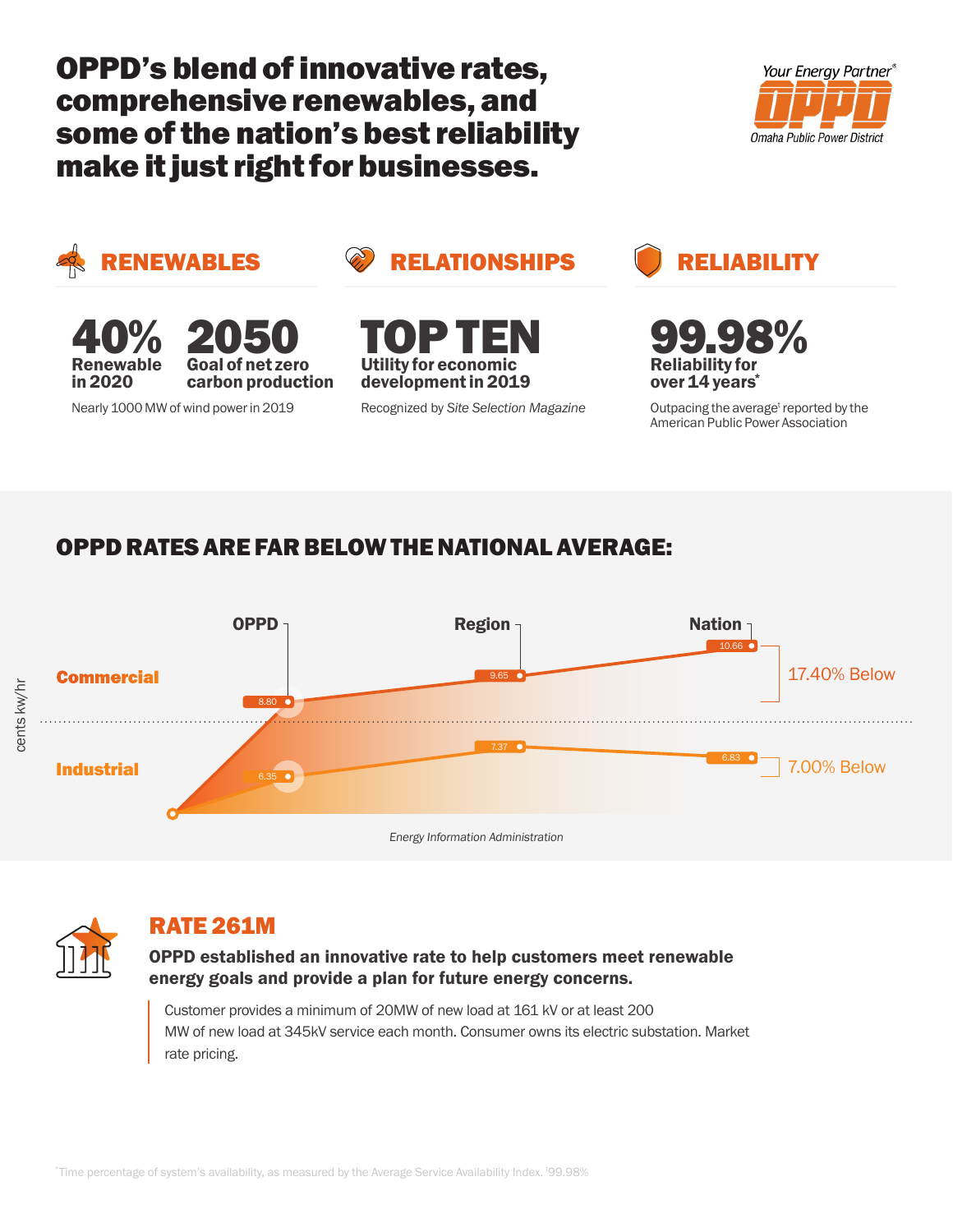# OPPD's blend of innovative rates, comprehensive renewables, and some of the nation's best reliability make it just right for businesses.

Your Energy Partner®
OPPD
Omaha Public Power District

## RENEWABLES

**40%**
**Renewable in 2020**

**2050**
**Goal of net zero carbon production**

Nearly 1000 MW of wind power in 2019

## RELATIONSHIPS

**TOP TEN**
**Utility for economic development in 2019**

Recognized by *Site Selection Magazine*

## RELIABILITY

**99.98%**
**Reliability for over 14 years***

Outpacing the average† reported by the American Public Power Association

## OPPD RATES ARE FAR BELOW THE NATIONAL AVERAGE:

cents kw/hr

| | OPPD | Region | Nation | |
|---|---|---|---|---|
| Commercial | 8.80 | 9.65 | 10.66 | 17.40% Below |
| Industrial | 6.35 | 7.37 | 6.83 | 7.00% Below |

*Energy Information Administration*

## RATE 261M

**OPPD established an innovative rate to help customers meet renewable energy goals and provide a plan for future energy concerns.**

Customer provides a minimum of 20MW of new load at 161 kV or at least 200 MW of new load at 345kV service each month. Consumer owns its electric substation. Market rate pricing.

*Time percentage of system's availability, as measured by the Average Service Availability Index. †99.98%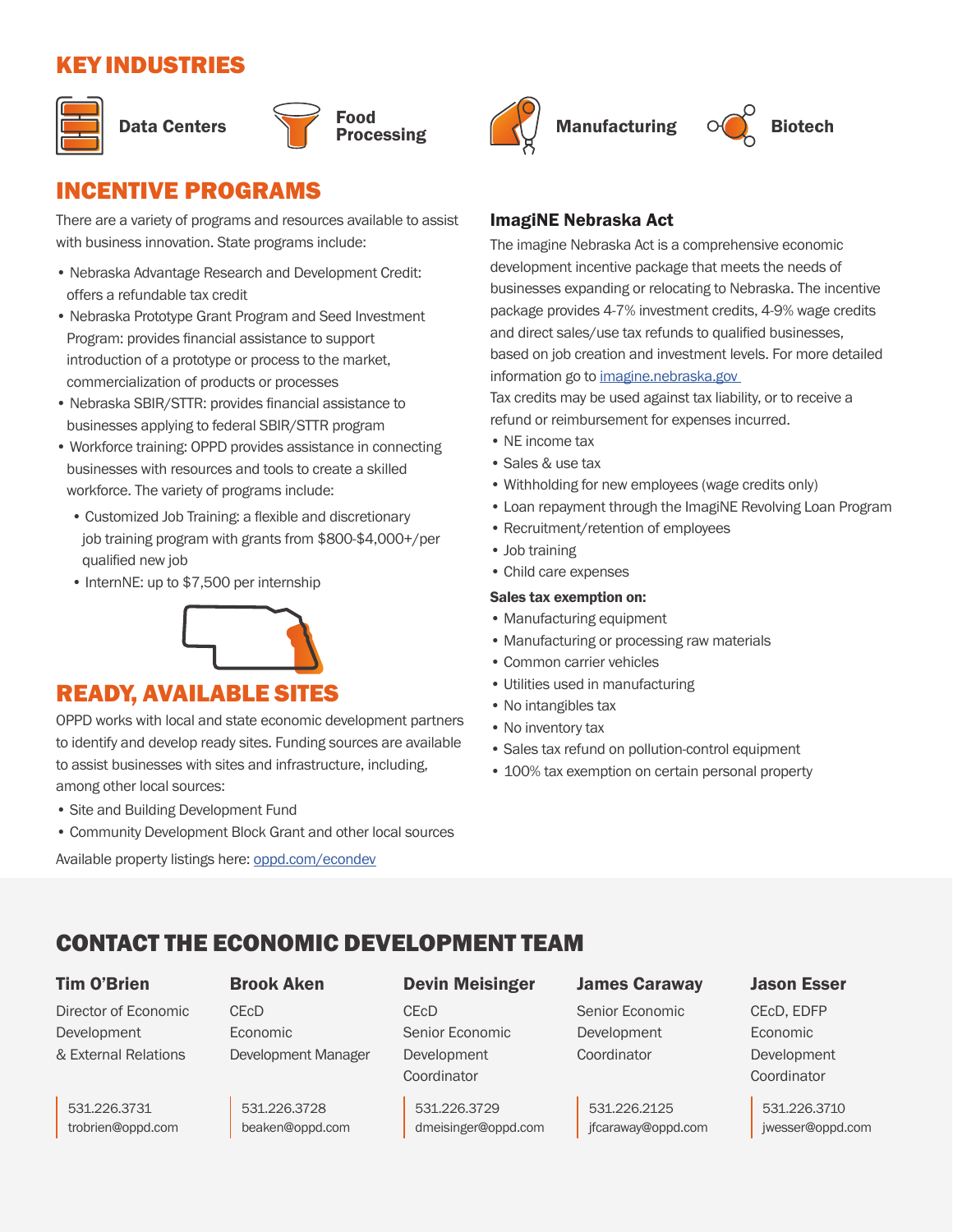## KEY INDUSTRIES

- Data Centers
- Food Processing
- Manufacturing
- Biotech

## INCENTIVE PROGRAMS

There are a variety of programs and resources available to assist with business innovation. State programs include:

- Nebraska Advantage Research and Development Credit: offers a refundable tax credit
- Nebraska Prototype Grant Program and Seed Investment Program: provides financial assistance to support introduction of a prototype or process to the market, commercialization of products or processes
- Nebraska SBIR/STTR: provides financial assistance to businesses applying to federal SBIR/STTR program
- Workforce training: OPPD provides assistance in connecting businesses with resources and tools to create a skilled workforce. The variety of programs include:
  - Customized Job Training: a flexible and discretionary job training program with grants from $800-$4,000+/per qualified new job
  - InternNE: up to $7,500 per internship

## READY, AVAILABLE SITES

OPPD works with local and state economic development partners to identify and develop ready sites. Funding sources are available to assist businesses with sites and infrastructure, including, among other local sources:

- Site and Building Development Fund
- Community Development Block Grant and other local sources

Available property listings here: [oppd.com/econdev](oppd.com/econdev)

### ImagiNE Nebraska Act

The imagine Nebraska Act is a comprehensive economic development incentive package that meets the needs of businesses expanding or relocating to Nebraska. The incentive package provides 4-7% investment credits, 4-9% wage credits and direct sales/use tax refunds to qualified businesses, based on job creation and investment levels. For more detailed information go to [imagine.nebraska.gov](imagine.nebraska.gov)

Tax credits may be used against tax liability, or to receive a refund or reimbursement for expenses incurred.

- NE income tax
- Sales & use tax
- Withholding for new employees (wage credits only)
- Loan repayment through the ImagiNE Revolving Loan Program
- Recruitment/retention of employees
- Job training
- Child care expenses

**Sales tax exemption on:**

- Manufacturing equipment
- Manufacturing or processing raw materials
- Common carrier vehicles
- Utilities used in manufacturing
- No intangibles tax
- No inventory tax
- Sales tax refund on pollution-control equipment
- 100% tax exemption on certain personal property

## CONTACT THE ECONOMIC DEVELOPMENT TEAM

**Tim O'Brien**
Director of Economic Development & External Relations
531.226.3731
trobrien@oppd.com

**Brook Aken**
CEcD
Economic Development Manager
531.226.3728
beaken@oppd.com

**Devin Meisinger**
CEcD
Senior Economic Development Coordinator
531.226.3729
dmeisinger@oppd.com

**James Caraway**
Senior Economic Development Coordinator
531.226.2125
jfcaraway@oppd.com

**Jason Esser**
CEcD, EDFP
Economic Development Coordinator
531.226.3710
jwesser@oppd.com